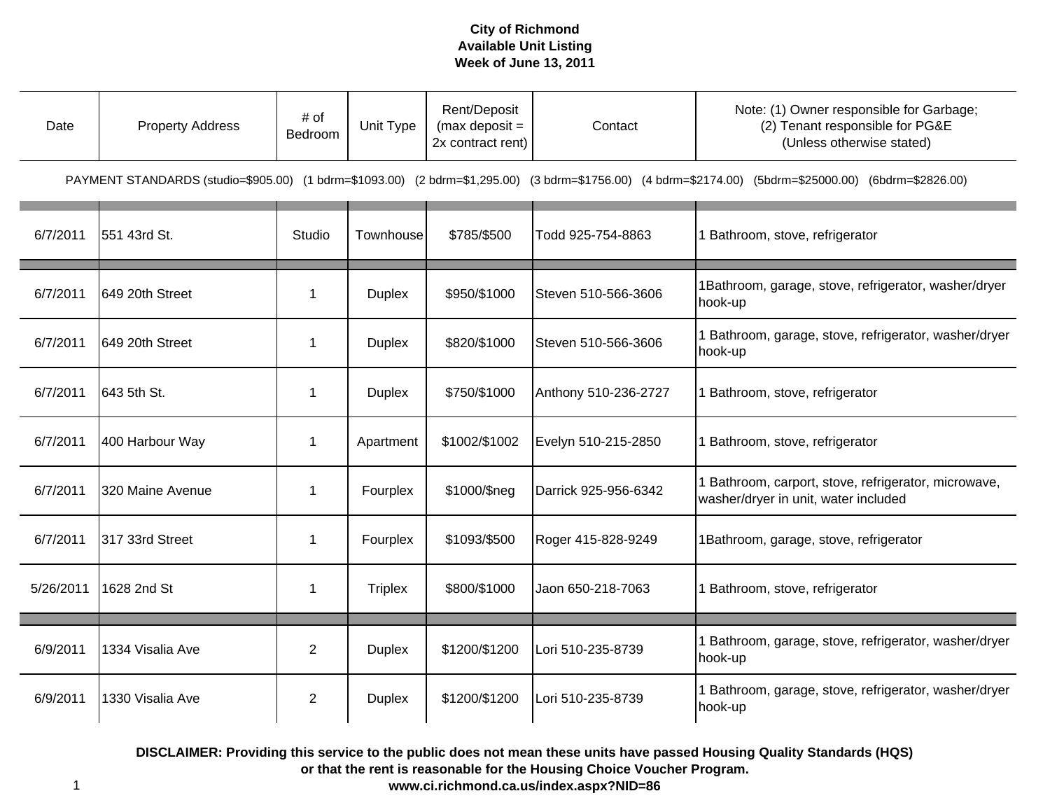**City of Richmond**
**Available Unit Listing**
**Week of June 13, 2011**

| Date | Property Address | # of Bedroom | Unit Type | Rent/Deposit (max deposit = 2x contract rent) | Contact | Note: (1) Owner responsible for Garbage; (2) Tenant responsible for PG&E (Unless otherwise stated) |
|---|---|---|---|---|---|---|
| PAYMENT STANDARDS (studio=$905.00) (1 bdrm=$1093.00) (2 bdrm=$1,295.00) (3 bdrm=$1756.00) (4 bdrm=$2174.00) (5bdrm=$25000.00) (6bdrm=$2826.00) | | | | | | |
| 6/7/2011 | 551 43rd St. | Studio | Townhouse | $785/$500 | Todd 925-754-8863 | 1 Bathroom, stove, refrigerator |
| 6/7/2011 | 649 20th Street | 1 | Duplex | $950/$1000 | Steven 510-566-3606 | 1Bathroom, garage, stove, refrigerator, washer/dryer hook-up |
| 6/7/2011 | 649 20th Street | 1 | Duplex | $820/$1000 | Steven 510-566-3606 | 1 Bathroom, garage, stove, refrigerator, washer/dryer hook-up |
| 6/7/2011 | 643 5th St. | 1 | Duplex | $750/$1000 | Anthony 510-236-2727 | 1 Bathroom, stove, refrigerator |
| 6/7/2011 | 400 Harbour Way | 1 | Apartment | $1002/$1002 | Evelyn 510-215-2850 | 1 Bathroom, stove, refrigerator |
| 6/7/2011 | 320 Maine Avenue | 1 | Fourplex | $1000/$neg | Darrick 925-956-6342 | 1 Bathroom, carport, stove, refrigerator, microwave, washer/dryer in unit, water included |
| 6/7/2011 | 317 33rd Street | 1 | Fourplex | $1093/$500 | Roger 415-828-9249 | 1Bathroom, garage, stove, refrigerator |
| 5/26/2011 | 1628 2nd St | 1 | Triplex | $800/$1000 | Jaon 650-218-7063 | 1 Bathroom, stove, refrigerator |
| 6/9/2011 | 1334 Visalia Ave | 2 | Duplex | $1200/$1200 | Lori 510-235-8739 | 1 Bathroom, garage, stove, refrigerator, washer/dryer hook-up |
| 6/9/2011 | 1330 Visalia Ave | 2 | Duplex | $1200/$1200 | Lori 510-235-8739 | 1 Bathroom, garage, stove, refrigerator, washer/dryer hook-up |

**DISCLAIMER: Providing this service to the public does not mean these units have passed Housing Quality Standards (HQS) or that the rent is reasonable for the Housing Choice Voucher Program.**
**www.ci.richmond.ca.us/index.aspx?NID=86**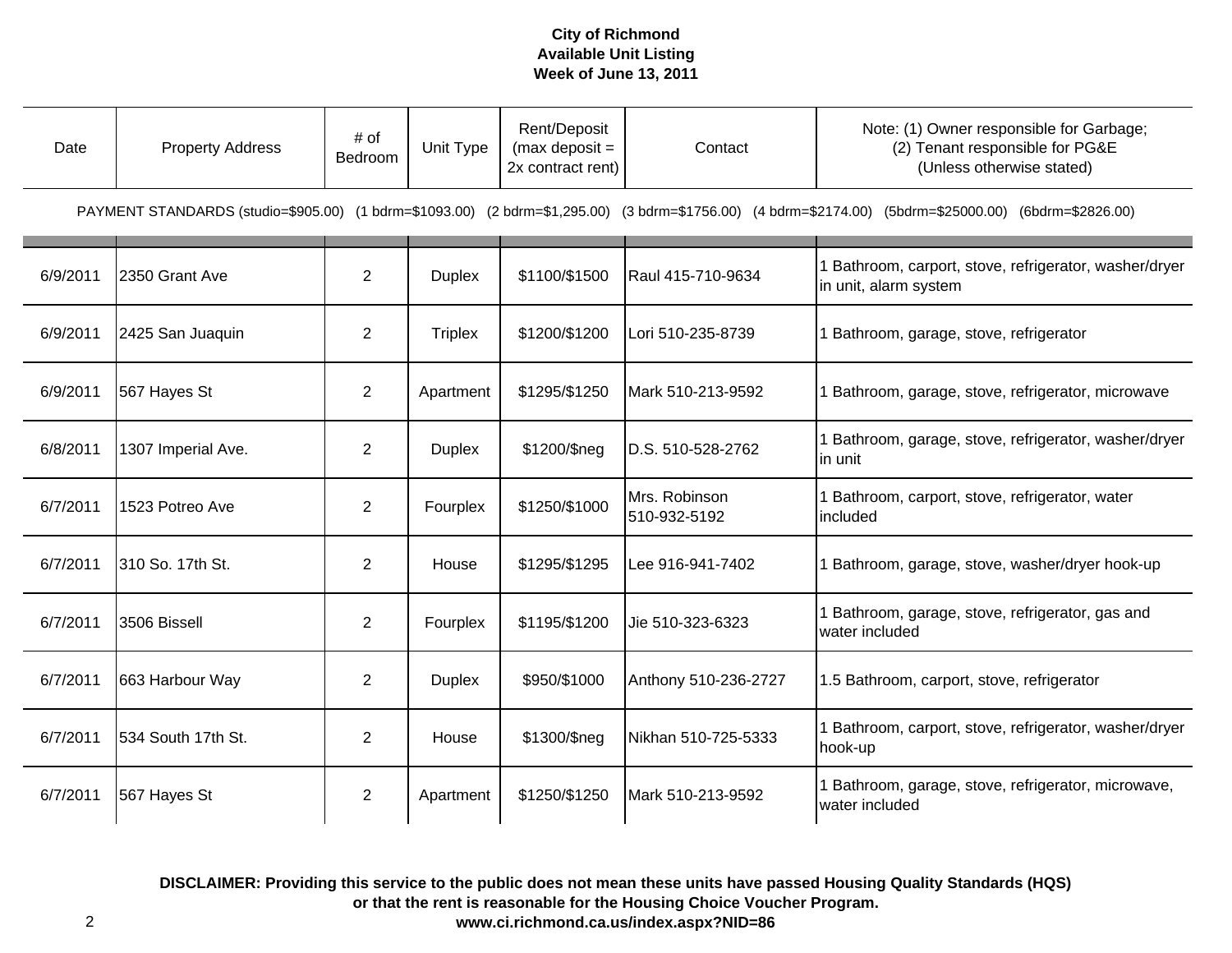**City of Richmond**
**Available Unit Listing**
**Week of June 13, 2011**

| Date | Property Address | # of Bedroom | Unit Type | Rent/Deposit (max deposit = 2x contract rent) | Contact | Note: (1) Owner responsible for Garbage; (2) Tenant responsible for PG&E (Unless otherwise stated) |
|---|---|---|---|---|---|---|
| PAYMENT STANDARDS (studio=$905.00) (1 bdrm=$1093.00) (2 bdrm=$1,295.00) (3 bdrm=$1756.00) (4 bdrm=$2174.00) (5bdrm=$25000.00) (6bdrm=$2826.00) | | | | | | |
| 6/9/2011 | 2350 Grant Ave | 2 | Duplex | $1100/$1500 | Raul 415-710-9634 | 1 Bathroom, carport, stove, refrigerator, washer/dryer in unit, alarm system |
| 6/9/2011 | 2425 San Juaquin | 2 | Triplex | $1200/$1200 | Lori 510-235-8739 | 1 Bathroom, garage, stove, refrigerator |
| 6/9/2011 | 567 Hayes St | 2 | Apartment | $1295/$1250 | Mark 510-213-9592 | 1 Bathroom, garage, stove, refrigerator, microwave |
| 6/8/2011 | 1307 Imperial Ave. | 2 | Duplex | $1200/$neg | D.S. 510-528-2762 | 1 Bathroom, garage, stove, refrigerator, washer/dryer in unit |
| 6/7/2011 | 1523 Potreo Ave | 2 | Fourplex | $1250/$1000 | Mrs. Robinson 510-932-5192 | 1 Bathroom, carport, stove, refrigerator, water included |
| 6/7/2011 | 310 So. 17th St. | 2 | House | $1295/$1295 | Lee 916-941-7402 | 1 Bathroom, garage, stove, washer/dryer hook-up |
| 6/7/2011 | 3506 Bissell | 2 | Fourplex | $1195/$1200 | Jie 510-323-6323 | 1 Bathroom, garage, stove, refrigerator, gas and water included |
| 6/7/2011 | 663 Harbour Way | 2 | Duplex | $950/$1000 | Anthony 510-236-2727 | 1.5 Bathroom, carport, stove, refrigerator |
| 6/7/2011 | 534 South 17th St. | 2 | House | $1300/$neg | Nikhan 510-725-5333 | 1 Bathroom, carport, stove, refrigerator, washer/dryer hook-up |
| 6/7/2011 | 567 Hayes St | 2 | Apartment | $1250/$1250 | Mark 510-213-9592 | 1 Bathroom, garage, stove, refrigerator, microwave, water included |

**DISCLAIMER: Providing this service to the public does not mean these units have passed Housing Quality Standards (HQS) or that the rent is reasonable for the Housing Choice Voucher Program.**
**www.ci.richmond.ca.us/index.aspx?NID=86**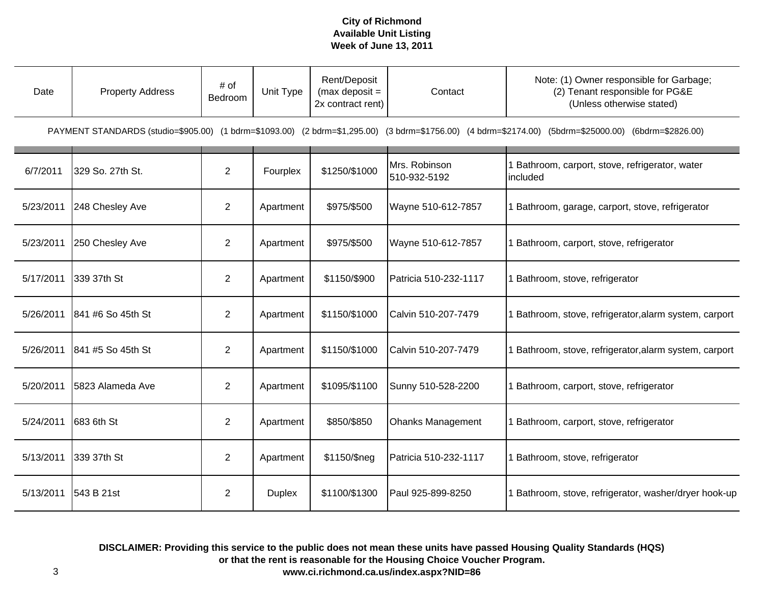**City of Richmond**
**Available Unit Listing**
**Week of June 13, 2011**

| Date | Property Address | # of Bedroom | Unit Type | Rent/Deposit (max deposit = 2x contract rent) | Contact | Note: (1) Owner responsible for Garbage; (2) Tenant responsible for PG&E (Unless otherwise stated) |
|---|---|---|---|---|---|---|
| PAYMENT STANDARDS (studio=$905.00) (1 bdrm=$1093.00) (2 bdrm=$1,295.00) (3 bdrm=$1756.00) (4 bdrm=$2174.00) (5bdrm=$25000.00) (6bdrm=$2826.00) | | | | | | |
| 6/7/2011 | 329 So. 27th St. | 2 | Fourplex | $1250/$1000 | Mrs. Robinson 510-932-5192 | 1 Bathroom, carport, stove, refrigerator, water included |
| 5/23/2011 | 248 Chesley Ave | 2 | Apartment | $975/$500 | Wayne 510-612-7857 | 1 Bathroom, garage, carport, stove, refrigerator |
| 5/23/2011 | 250 Chesley Ave | 2 | Apartment | $975/$500 | Wayne 510-612-7857 | 1 Bathroom, carport, stove, refrigerator |
| 5/17/2011 | 339 37th St | 2 | Apartment | $1150/$900 | Patricia 510-232-1117 | 1 Bathroom, stove, refrigerator |
| 5/26/2011 | 841 #6 So 45th St | 2 | Apartment | $1150/$1000 | Calvin 510-207-7479 | 1 Bathroom, stove, refrigerator,alarm system, carport |
| 5/26/2011 | 841 #5 So 45th St | 2 | Apartment | $1150/$1000 | Calvin 510-207-7479 | 1 Bathroom, stove, refrigerator,alarm system, carport |
| 5/20/2011 | 5823 Alameda Ave | 2 | Apartment | $1095/$1100 | Sunny 510-528-2200 | 1 Bathroom, carport, stove, refrigerator |
| 5/24/2011 | 683 6th St | 2 | Apartment | $850/$850 | Ohanks Management | 1 Bathroom, carport, stove, refrigerator |
| 5/13/2011 | 339 37th St | 2 | Apartment | $1150/$neg | Patricia 510-232-1117 | 1 Bathroom, stove, refrigerator |
| 5/13/2011 | 543 B 21st | 2 | Duplex | $1100/$1300 | Paul 925-899-8250 | 1 Bathroom, stove, refrigerator, washer/dryer hook-up |

**DISCLAIMER: Providing this service to the public does not mean these units have passed Housing Quality Standards (HQS) or that the rent is reasonable for the Housing Choice Voucher Program.**
**www.ci.richmond.ca.us/index.aspx?NID=86**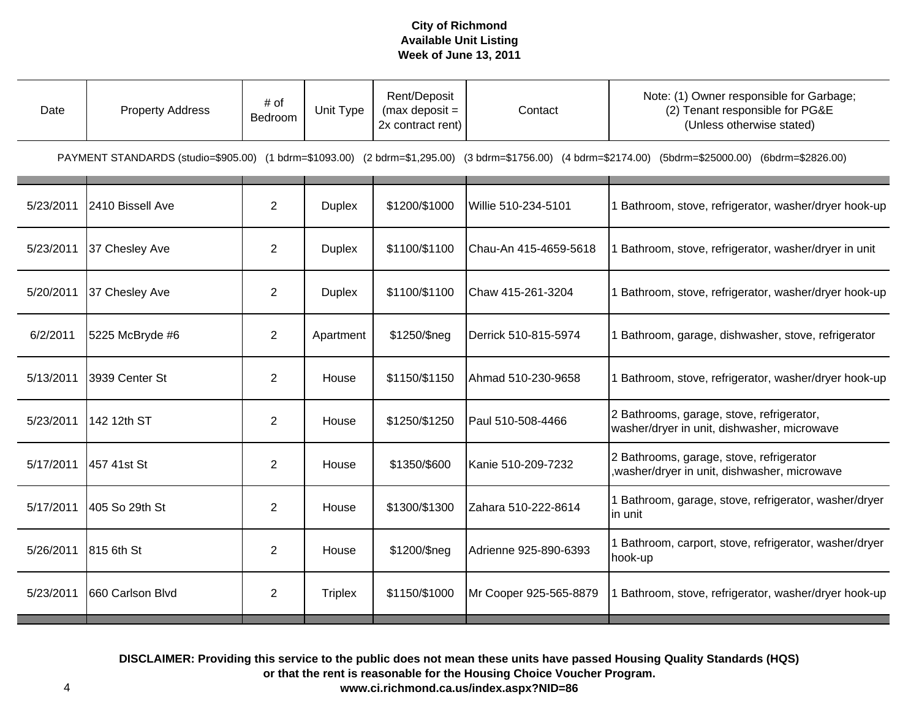**City of Richmond**
**Available Unit Listing**
**Week of June 13, 2011**

| Date | Property Address | # of Bedroom | Unit Type | Rent/Deposit (max deposit = 2x contract rent) | Contact | Note: (1) Owner responsible for Garbage; (2) Tenant responsible for PG&E (Unless otherwise stated) |
|---|---|---|---|---|---|---|
| PAYMENT STANDARDS (studio=$905.00) (1 bdrm=$1093.00) (2 bdrm=$1,295.00) (3 bdrm=$1756.00) (4 bdrm=$2174.00) (5bdrm=$25000.00) (6bdrm=$2826.00) | | | | | | |
| 5/23/2011 | 2410 Bissell Ave | 2 | Duplex | $1200/$1000 | Willie 510-234-5101 | 1 Bathroom, stove, refrigerator, washer/dryer hook-up |
| 5/23/2011 | 37 Chesley Ave | 2 | Duplex | $1100/$1100 | Chau-An 415-4659-5618 | 1 Bathroom, stove, refrigerator, washer/dryer in unit |
| 5/20/2011 | 37 Chesley Ave | 2 | Duplex | $1100/$1100 | Chaw 415-261-3204 | 1 Bathroom, stove, refrigerator, washer/dryer hook-up |
| 6/2/2011 | 5225 McBryde #6 | 2 | Apartment | $1250/$neg | Derrick 510-815-5974 | 1 Bathroom, garage, dishwasher, stove, refrigerator |
| 5/13/2011 | 3939 Center St | 2 | House | $1150/$1150 | Ahmad 510-230-9658 | 1 Bathroom, stove, refrigerator, washer/dryer hook-up |
| 5/23/2011 | 142 12th ST | 2 | House | $1250/$1250 | Paul 510-508-4466 | 2 Bathrooms, garage, stove, refrigerator, washer/dryer in unit, dishwasher, microwave |
| 5/17/2011 | 457 41st St | 2 | House | $1350/$600 | Kanie 510-209-7232 | 2 Bathrooms, garage, stove, refrigerator ,washer/dryer in unit, dishwasher, microwave |
| 5/17/2011 | 405 So 29th St | 2 | House | $1300/$1300 | Zahara 510-222-8614 | 1 Bathroom, garage, stove, refrigerator, washer/dryer in unit |
| 5/26/2011 | 815 6th St | 2 | House | $1200/$neg | Adrienne 925-890-6393 | 1 Bathroom, carport, stove, refrigerator, washer/dryer hook-up |
| 5/23/2011 | 660 Carlson Blvd | 2 | Triplex | $1150/$1000 | Mr Cooper 925-565-8879 | 1 Bathroom, stove, refrigerator, washer/dryer hook-up |

**DISCLAIMER: Providing this service to the public does not mean these units have passed Housing Quality Standards (HQS) or that the rent is reasonable for the Housing Choice Voucher Program.**
**www.ci.richmond.ca.us/index.aspx?NID=86**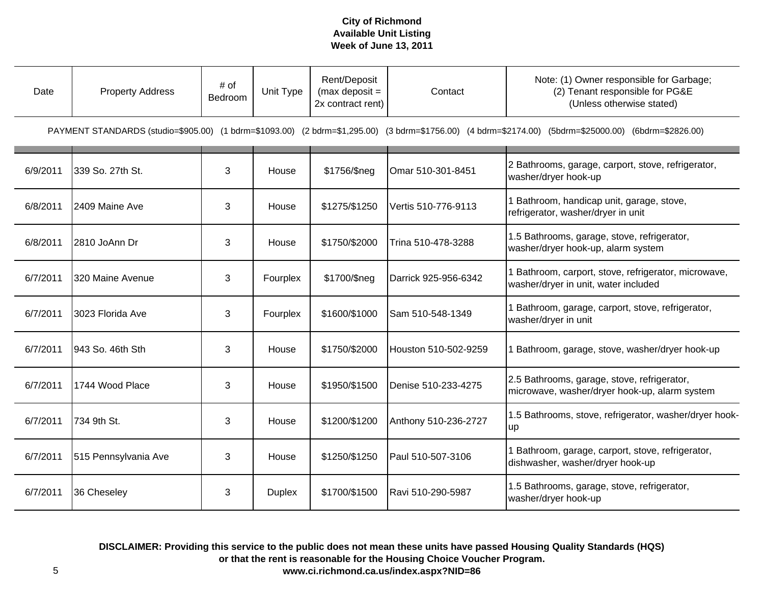**City of Richmond**
**Available Unit Listing**
**Week of June 13, 2011**

| Date | Property Address | # of Bedroom | Unit Type | Rent/Deposit (max deposit = 2x contract rent) | Contact | Note: (1) Owner responsible for Garbage; (2) Tenant responsible for PG&E (Unless otherwise stated) |
|---|---|---|---|---|---|---|
| PAYMENT STANDARDS (studio=$905.00) (1 bdrm=$1093.00) (2 bdrm=$1,295.00) (3 bdrm=$1756.00) (4 bdrm=$2174.00) (5bdrm=$25000.00) (6bdrm=$2826.00) | | | | | | |
| 6/9/2011 | 339 So. 27th St. | 3 | House | $1756/$neg | Omar 510-301-8451 | 2 Bathrooms, garage, carport, stove, refrigerator, washer/dryer hook-up |
| 6/8/2011 | 2409 Maine Ave | 3 | House | $1275/$1250 | Vertis 510-776-9113 | 1 Bathroom, handicap unit, garage, stove, refrigerator, washer/dryer in unit |
| 6/8/2011 | 2810 JoAnn Dr | 3 | House | $1750/$2000 | Trina 510-478-3288 | 1.5 Bathrooms, garage, stove, refrigerator, washer/dryer hook-up, alarm system |
| 6/7/2011 | 320 Maine Avenue | 3 | Fourplex | $1700/$neg | Darrick 925-956-6342 | 1 Bathroom, carport, stove, refrigerator, microwave, washer/dryer in unit, water included |
| 6/7/2011 | 3023 Florida Ave | 3 | Fourplex | $1600/$1000 | Sam 510-548-1349 | 1 Bathroom, garage, carport, stove, refrigerator, washer/dryer in unit |
| 6/7/2011 | 943 So. 46th Sth | 3 | House | $1750/$2000 | Houston 510-502-9259 | 1 Bathroom, garage, stove, washer/dryer hook-up |
| 6/7/2011 | 1744 Wood Place | 3 | House | $1950/$1500 | Denise 510-233-4275 | 2.5 Bathrooms, garage, stove, refrigerator, microwave, washer/dryer hook-up, alarm system |
| 6/7/2011 | 734 9th St. | 3 | House | $1200/$1200 | Anthony 510-236-2727 | 1.5 Bathrooms, stove, refrigerator, washer/dryer hook-up |
| 6/7/2011 | 515 Pennsylvania Ave | 3 | House | $1250/$1250 | Paul 510-507-3106 | 1 Bathroom, garage, carport, stove, refrigerator, dishwasher, washer/dryer hook-up |
| 6/7/2011 | 36 Cheseley | 3 | Duplex | $1700/$1500 | Ravi 510-290-5987 | 1.5 Bathrooms, garage, stove, refrigerator, washer/dryer hook-up |

**DISCLAIMER: Providing this service to the public does not mean these units have passed Housing Quality Standards (HQS) or that the rent is reasonable for the Housing Choice Voucher Program.**
**www.ci.richmond.ca.us/index.aspx?NID=86**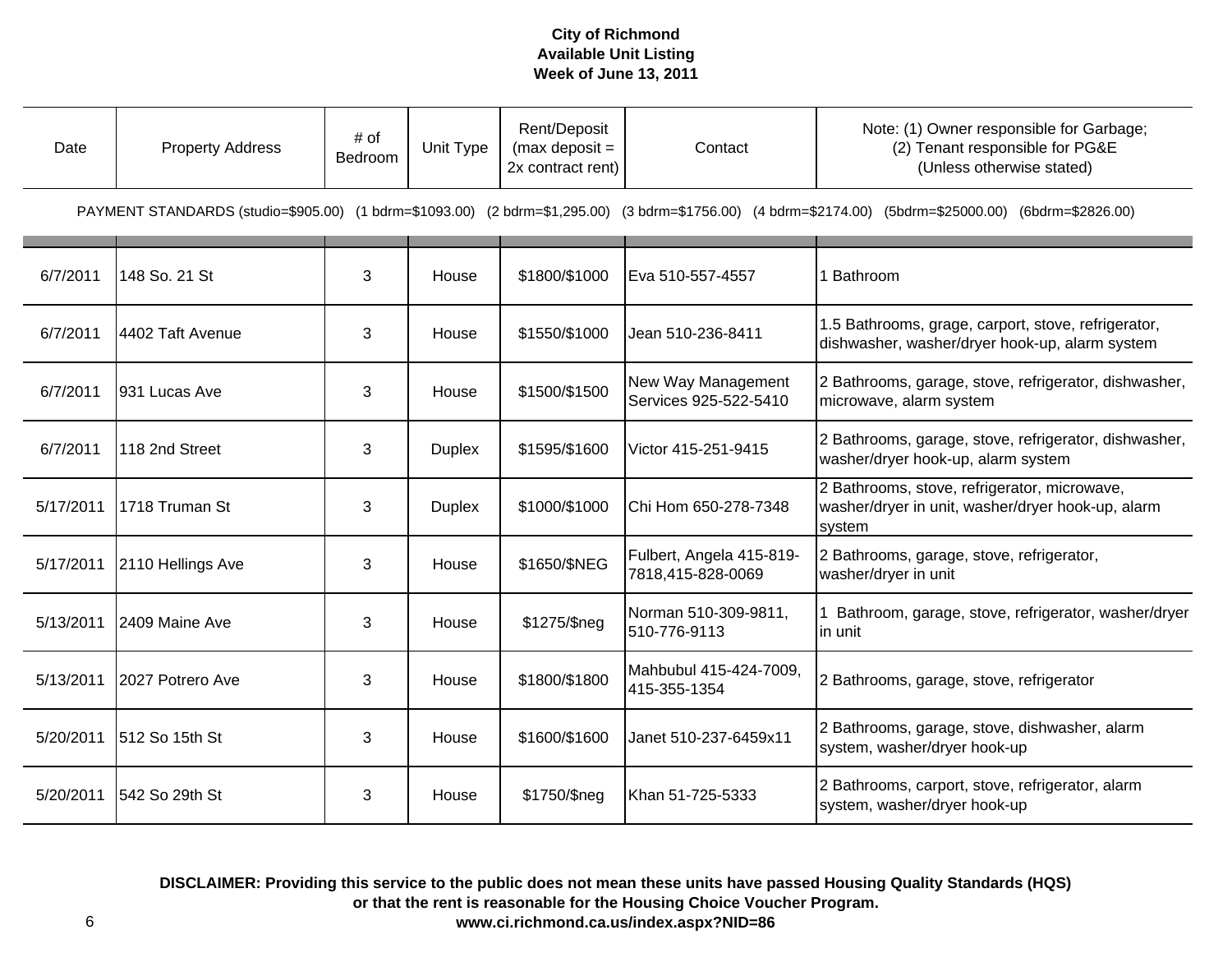**City of Richmond**
**Available Unit Listing**
**Week of June 13, 2011**

| Date | Property Address | # of Bedroom | Unit Type | Rent/Deposit (max deposit = 2x contract rent) | Contact | Note: (1) Owner responsible for Garbage; (2) Tenant responsible for PG&E (Unless otherwise stated) |
|---|---|---|---|---|---|---|
| PAYMENT STANDARDS (studio=$905.00) (1 bdrm=$1093.00) (2 bdrm=$1,295.00) (3 bdrm=$1756.00) (4 bdrm=$2174.00) (5bdrm=$25000.00) (6bdrm=$2826.00) | | | | | | |
| 6/7/2011 | 148 So. 21 St | 3 | House | $1800/$1000 | Eva 510-557-4557 | 1 Bathroom |
| 6/7/2011 | 4402 Taft Avenue | 3 | House | $1550/$1000 | Jean 510-236-8411 | 1.5 Bathrooms, grage, carport, stove, refrigerator, dishwasher, washer/dryer hook-up, alarm system |
| 6/7/2011 | 931 Lucas Ave | 3 | House | $1500/$1500 | New Way Management Services 925-522-5410 | 2 Bathrooms, garage, stove, refrigerator, dishwasher, microwave, alarm system |
| 6/7/2011 | 118 2nd Street | 3 | Duplex | $1595/$1600 | Victor 415-251-9415 | 2 Bathrooms, garage, stove, refrigerator, dishwasher, washer/dryer hook-up, alarm system |
| 5/17/2011 | 1718 Truman St | 3 | Duplex | $1000/$1000 | Chi Hom 650-278-7348 | 2 Bathrooms, stove, refrigerator, microwave, washer/dryer in unit, washer/dryer hook-up, alarm system |
| 5/17/2011 | 2110 Hellings Ave | 3 | House | $1650/$NEG | Fulbert, Angela 415-819-7818,415-828-0069 | 2 Bathrooms, garage, stove, refrigerator, washer/dryer in unit |
| 5/13/2011 | 2409 Maine Ave | 3 | House | $1275/$neg | Norman 510-309-9811, 510-776-9113 | 1 Bathroom, garage, stove, refrigerator, washer/dryer in unit |
| 5/13/2011 | 2027 Potrero Ave | 3 | House | $1800/$1800 | Mahbubul 415-424-7009, 415-355-1354 | 2 Bathrooms, garage, stove, refrigerator |
| 5/20/2011 | 512 So 15th St | 3 | House | $1600/$1600 | Janet 510-237-6459x11 | 2 Bathrooms, garage, stove, dishwasher, alarm system, washer/dryer hook-up |
| 5/20/2011 | 542 So 29th St | 3 | House | $1750/$neg | Khan 51-725-5333 | 2 Bathrooms, carport, stove, refrigerator, alarm system, washer/dryer hook-up |

**DISCLAIMER: Providing this service to the public does not mean these units have passed Housing Quality Standards (HQS) or that the rent is reasonable for the Housing Choice Voucher Program.**
**www.ci.richmond.ca.us/index.aspx?NID=86**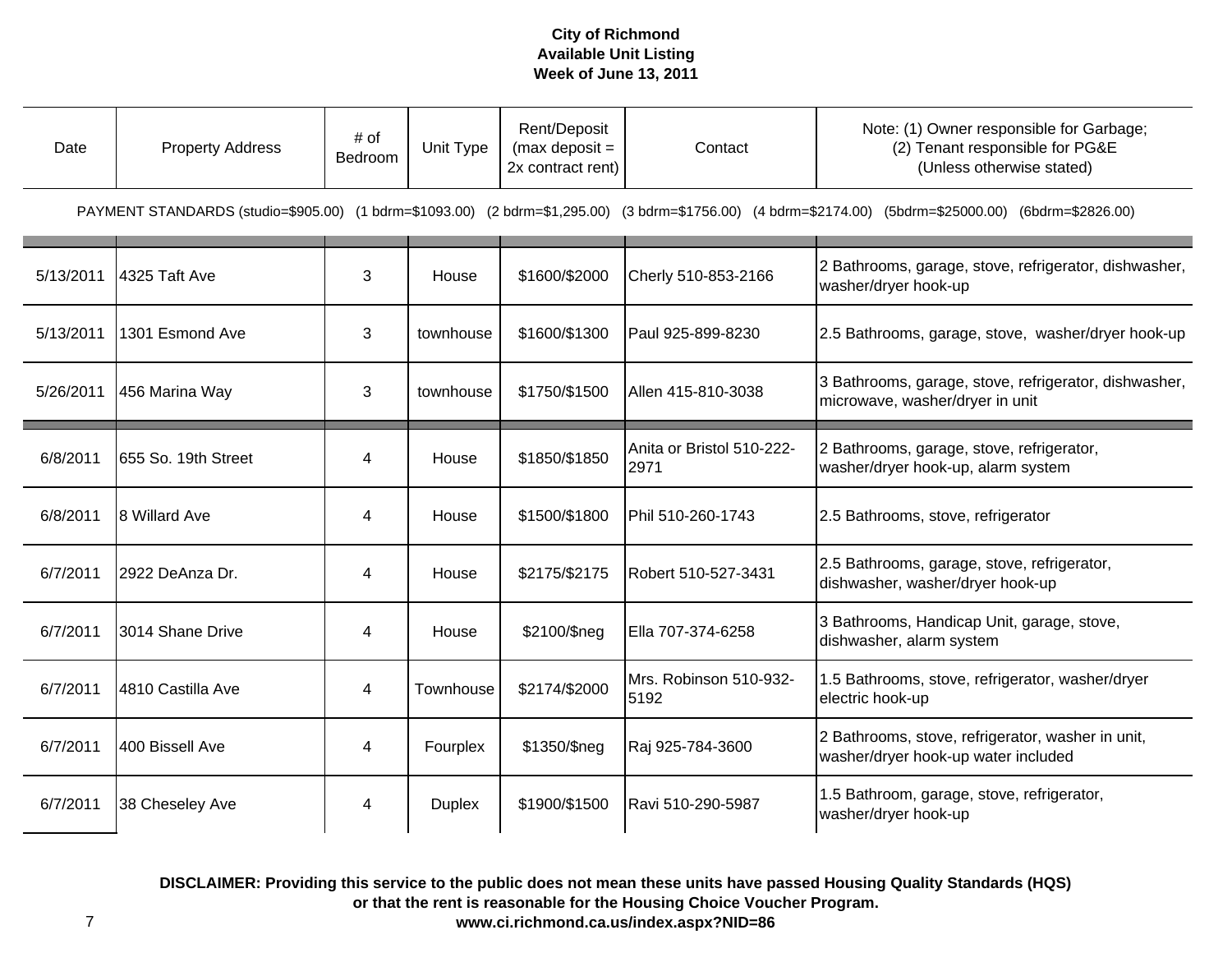**City of Richmond**
**Available Unit Listing**
**Week of June 13, 2011**

| Date | Property Address | # of Bedroom | Unit Type | Rent/Deposit (max deposit = 2x contract rent) | Contact | Note: (1) Owner responsible for Garbage; (2) Tenant responsible for PG&E (Unless otherwise stated) |
|---|---|---|---|---|---|---|
| PAYMENT STANDARDS (studio=$905.00) (1 bdrm=$1093.00) (2 bdrm=$1,295.00) (3 bdrm=$1756.00) (4 bdrm=$2174.00) (5bdrm=$25000.00) (6bdrm=$2826.00) | | | | | | |
| 5/13/2011 | 4325 Taft Ave | 3 | House | $1600/$2000 | Cherly 510-853-2166 | 2 Bathrooms, garage, stove, refrigerator, dishwasher, washer/dryer hook-up |
| 5/13/2011 | 1301 Esmond Ave | 3 | townhouse | $1600/$1300 | Paul 925-899-8230 | 2.5 Bathrooms, garage, stove, washer/dryer hook-up |
| 5/26/2011 | 456 Marina Way | 3 | townhouse | $1750/$1500 | Allen 415-810-3038 | 3 Bathrooms, garage, stove, refrigerator, dishwasher, microwave, washer/dryer in unit |
| 6/8/2011 | 655 So. 19th Street | 4 | House | $1850/$1850 | Anita or Bristol 510-222-2971 | 2 Bathrooms, garage, stove, refrigerator, washer/dryer hook-up, alarm system |
| 6/8/2011 | 8 Willard Ave | 4 | House | $1500/$1800 | Phil 510-260-1743 | 2.5 Bathrooms, stove, refrigerator |
| 6/7/2011 | 2922 DeAnza Dr. | 4 | House | $2175/$2175 | Robert 510-527-3431 | 2.5 Bathrooms, garage, stove, refrigerator, dishwasher, washer/dryer hook-up |
| 6/7/2011 | 3014 Shane Drive | 4 | House | $2100/$neg | Ella 707-374-6258 | 3 Bathrooms, Handicap Unit, garage, stove, dishwasher, alarm system |
| 6/7/2011 | 4810 Castilla Ave | 4 | Townhouse | $2174/$2000 | Mrs. Robinson 510-932-5192 | 1.5 Bathrooms, stove, refrigerator, washer/dryer electric hook-up |
| 6/7/2011 | 400 Bissell Ave | 4 | Fourplex | $1350/$neg | Raj 925-784-3600 | 2 Bathrooms, stove, refrigerator, washer in unit, washer/dryer hook-up water included |
| 6/7/2011 | 38 Cheseley Ave | 4 | Duplex | $1900/$1500 | Ravi 510-290-5987 | 1.5 Bathroom, garage, stove, refrigerator, washer/dryer hook-up |

**DISCLAIMER: Providing this service to the public does not mean these units have passed Housing Quality Standards (HQS) or that the rent is reasonable for the Housing Choice Voucher Program.**
**www.ci.richmond.ca.us/index.aspx?NID=86**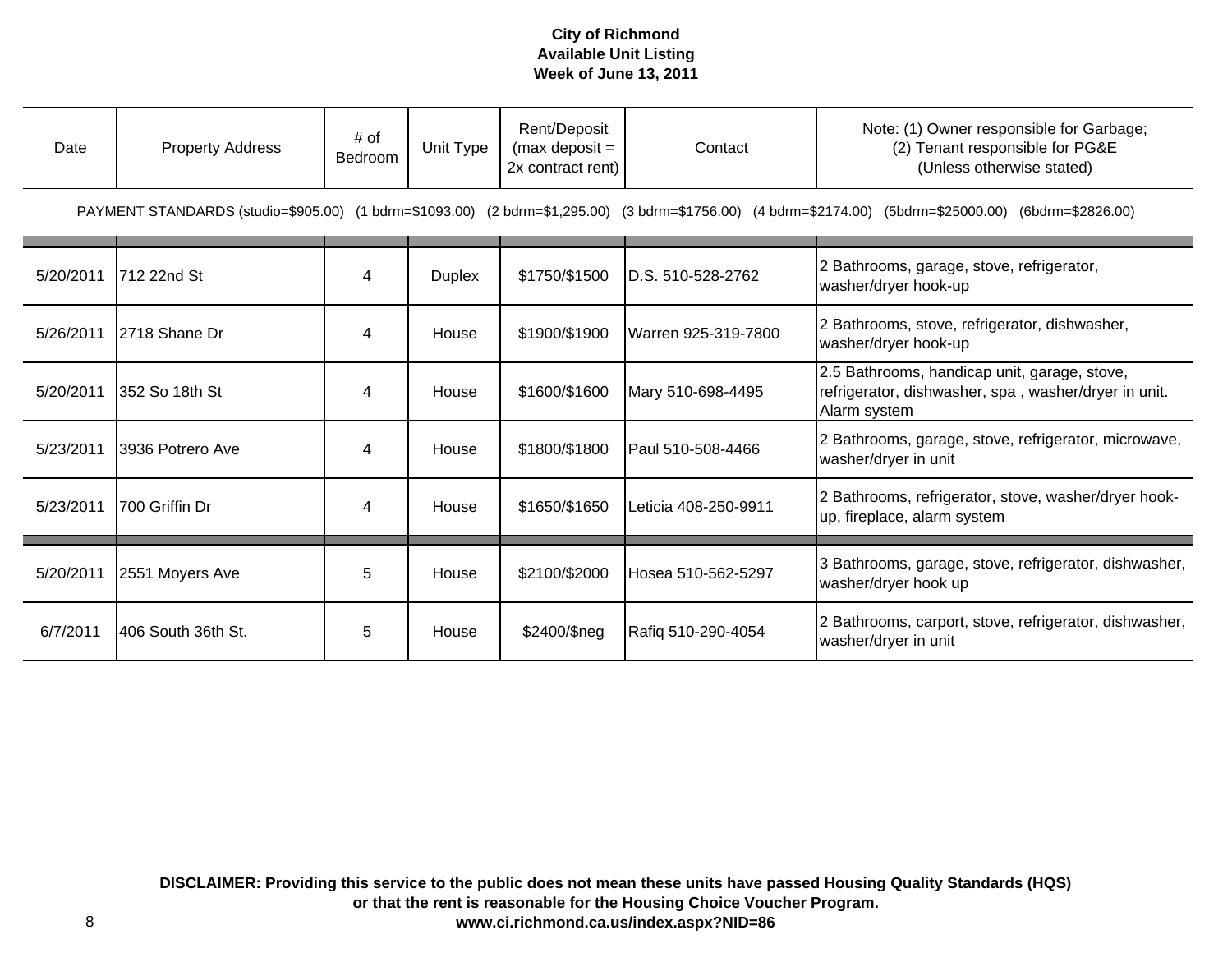**City of Richmond**
**Available Unit Listing**
**Week of June 13, 2011**

| Date | Property Address | # of Bedroom | Unit Type | Rent/Deposit (max deposit = 2x contract rent) | Contact | Note: (1) Owner responsible for Garbage; (2) Tenant responsible for PG&E (Unless otherwise stated) |
|---|---|---|---|---|---|---|
| PAYMENT STANDARDS (studio=$905.00) (1 bdrm=$1093.00) (2 bdrm=$1,295.00) (3 bdrm=$1756.00) (4 bdrm=$2174.00) (5bdrm=$25000.00) (6bdrm=$2826.00) | | | | | | |
| 5/20/2011 | 712 22nd St | 4 | Duplex | $1750/$1500 | D.S. 510-528-2762 | 2 Bathrooms, garage, stove, refrigerator, washer/dryer hook-up |
| 5/26/2011 | 2718 Shane Dr | 4 | House | $1900/$1900 | Warren 925-319-7800 | 2 Bathrooms, stove, refrigerator, dishwasher, washer/dryer hook-up |
| 5/20/2011 | 352 So 18th St | 4 | House | $1600/$1600 | Mary 510-698-4495 | 2.5 Bathrooms, handicap unit, garage, stove, refrigerator, dishwasher, spa , washer/dryer in unit. Alarm system |
| 5/23/2011 | 3936 Potrero Ave | 4 | House | $1800/$1800 | Paul 510-508-4466 | 2 Bathrooms, garage, stove, refrigerator, microwave, washer/dryer in unit |
| 5/23/2011 | 700 Griffin Dr | 4 | House | $1650/$1650 | Leticia 408-250-9911 | 2 Bathrooms, refrigerator, stove, washer/dryer hook-up, fireplace, alarm system |
| 5/20/2011 | 2551 Moyers Ave | 5 | House | $2100/$2000 | Hosea 510-562-5297 | 3 Bathrooms, garage, stove, refrigerator, dishwasher, washer/dryer hook up |
| 6/7/2011 | 406 South 36th St. | 5 | House | $2400/$neg | Rafiq 510-290-4054 | 2 Bathrooms, carport, stove, refrigerator, dishwasher, washer/dryer in unit |

**DISCLAIMER: Providing this service to the public does not mean these units have passed Housing Quality Standards (HQS) or that the rent is reasonable for the Housing Choice Voucher Program.**
**www.ci.richmond.ca.us/index.aspx?NID=86**